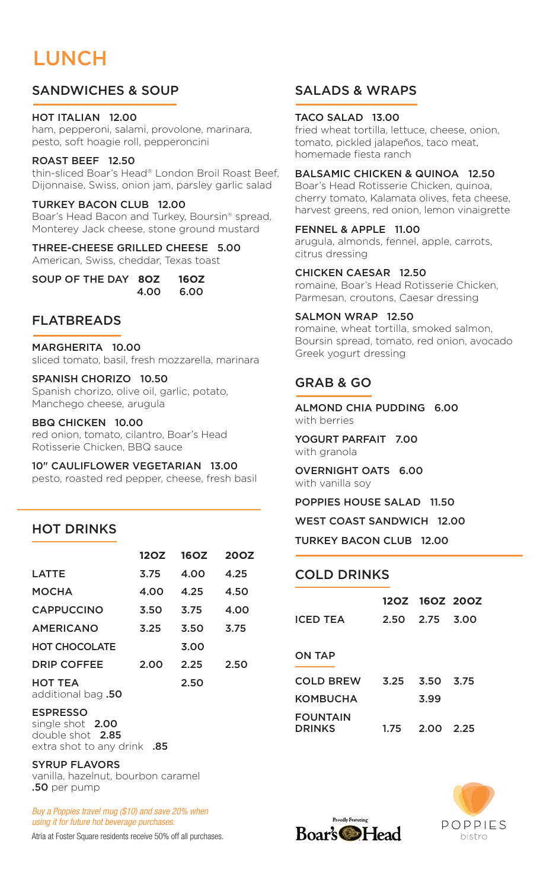# LUNCH

## SANDWICHES & SOUP

**HOT ITALIAN 12.00**
ham, pepperoni, salami, provolone, marinara, pesto, soft hoagie roll, pepperoncini

**ROAST BEEF 12.50**
thin-sliced Boar's Head® London Broil Roast Beef, Dijonnaise, Swiss, onion jam, parsley garlic salad

**TURKEY BACON CLUB 12.00**
Boar's Head Bacon and Turkey, Boursin® spread, Monterey Jack cheese, stone ground mustard

**THREE-CHEESE GRILLED CHEESE 5.00**
American, Swiss, cheddar, Texas toast

| | 8OZ | 16OZ |
|---|---|---|
| **SOUP OF THE DAY** | 4.00 | 6.00 |

## FLATBREADS

**MARGHERITA 10.00**
sliced tomato, basil, fresh mozzarella, marinara

**SPANISH CHORIZO 10.50**
Spanish chorizo, olive oil, garlic, potato, Manchego cheese, arugula

**BBQ CHICKEN 10.00**
red onion, tomato, cilantro, Boar's Head Rotisserie Chicken, BBQ sauce

**10" CAULIFLOWER VEGETARIAN 13.00**
pesto, roasted red pepper, cheese, fresh basil

## HOT DRINKS

| | 12OZ | 16OZ | 20OZ |
|---|---|---|---|
| **LATTE** | 3.75 | 4.00 | 4.25 |
| **MOCHA** | 4.00 | 4.25 | 4.50 |
| **CAPPUCCINO** | 3.50 | 3.75 | 4.00 |
| **AMERICANO** | 3.25 | 3.50 | 3.75 |
| **HOT CHOCOLATE** | | 3.00 | |
| **DRIP COFFEE** | 2.00 | 2.25 | 2.50 |
| **HOT TEA** additional bag **.50** | | 2.50 | |

**ESPRESSO**
single shot **2.00**
double shot **2.85**
extra shot to any drink **.85**

**SYRUP FLAVORS**
vanilla, hazelnut, bourbon caramel
**.50** per pump

*Buy a Poppies travel mug ($10) and save 20% when using it for future hot beverage purchases.*

Atria at Foster Square residents receive 50% off all purchases.

## SALADS & WRAPS

**TACO SALAD 13.00**
fried wheat tortilla, lettuce, cheese, onion, tomato, pickled jalapeños, taco meat, homemade fiesta ranch

**BALSAMIC CHICKEN & QUINOA 12.50**
Boar's Head Rotisserie Chicken, quinoa, cherry tomato, Kalamata olives, feta cheese, harvest greens, red onion, lemon vinaigrette

**FENNEL & APPLE 11.00**
arugula, almonds, fennel, apple, carrots, citrus dressing

**CHICKEN CAESAR 12.50**
romaine, Boar's Head Rotisserie Chicken, Parmesan, croutons, Caesar dressing

**SALMON WRAP 12.50**
romaine, wheat tortilla, smoked salmon, Boursin spread, tomato, red onion, avocado Greek yogurt dressing

## GRAB & GO

**ALMOND CHIA PUDDING 6.00**
with berries

**YOGURT PARFAIT 7.00**
with granola

**OVERNIGHT OATS 6.00**
with vanilla soy

**POPPIES HOUSE SALAD 11.50**

**WEST COAST SANDWICH 12.00**

**TURKEY BACON CLUB 12.00**

## COLD DRINKS

| | 12OZ | 16OZ | 20OZ |
|---|---|---|---|
| **ICED TEA** | 2.50 | 2.75 | 3.00 |

### ON TAP

| | 12OZ | 16OZ | 20OZ |
|---|---|---|---|
| **COLD BREW** | 3.25 | 3.50 | 3.75 |
| **KOMBUCHA** | | 3.99 | |
| **FOUNTAIN DRINKS** | 1.75 | 2.00 | 2.25 |

Proudly Featuring Boar's Head

POPPIES bistro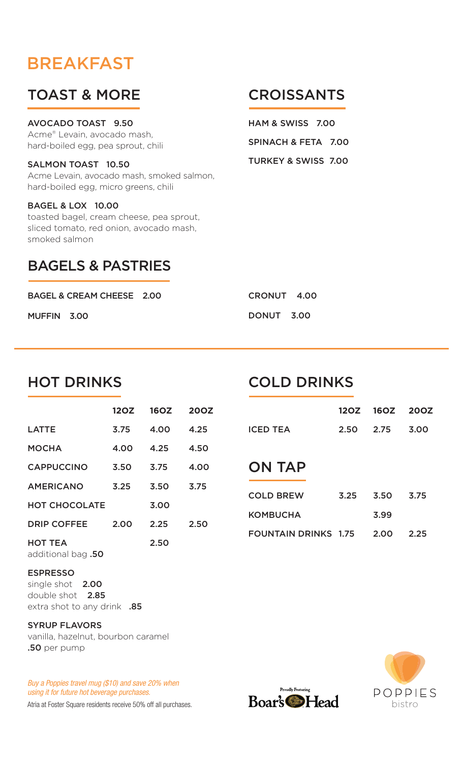# BREAKFAST

## TOAST & MORE

**AVOCADO TOAST 9.50**
Acme® Levain, avocado mash, hard-boiled egg, pea sprout, chili

**SALMON TOAST 10.50**
Acme Levain, avocado mash, smoked salmon, hard-boiled egg, micro greens, chili

**BAGEL & LOX 10.00**
toasted bagel, cream cheese, pea sprout, sliced tomato, red onion, avocado mash, smoked salmon

## CROISSANTS

HAM & SWISS 7.00

SPINACH & FETA 7.00

TURKEY & SWISS 7.00

## BAGELS & PASTRIES

BAGEL & CREAM CHEESE 2.00

MUFFIN 3.00

CRONUT 4.00

DONUT 3.00

## HOT DRINKS

| | 12OZ | 16OZ | 20OZ |
|---|---|---|---|
| LATTE | 3.75 | 4.00 | 4.25 |
| MOCHA | 4.00 | 4.25 | 4.50 |
| CAPPUCCINO | 3.50 | 3.75 | 4.00 |
| AMERICANO | 3.25 | 3.50 | 3.75 |
| HOT CHOCOLATE | | 3.00 | |
| DRIP COFFEE | 2.00 | 2.25 | 2.50 |
| HOT TEA<br>additional bag .50 | | 2.50 | |

**ESPRESSO**
single shot 2.00
double shot 2.85
extra shot to any drink .85

**SYRUP FLAVORS**
vanilla, hazelnut, bourbon caramel
.50 per pump

## COLD DRINKS

| | 12OZ | 16OZ | 20OZ |
|---|---|---|---|
| ICED TEA | 2.50 | 2.75 | 3.00 |

## ON TAP

| | 12OZ | 16OZ | 20OZ |
|---|---|---|---|
| COLD BREW | 3.25 | 3.50 | 3.75 |
| KOMBUCHA | | 3.99 | |
| FOUNTAIN DRINKS | 1.75 | 2.00 | 2.25 |

*Buy a Poppies travel mug ($10) and save 20% when using it for future hot beverage purchases.*

Atria at Foster Square residents receive 50% off all purchases.

Proudly Featuring Boar's Head

POPPIES bistro